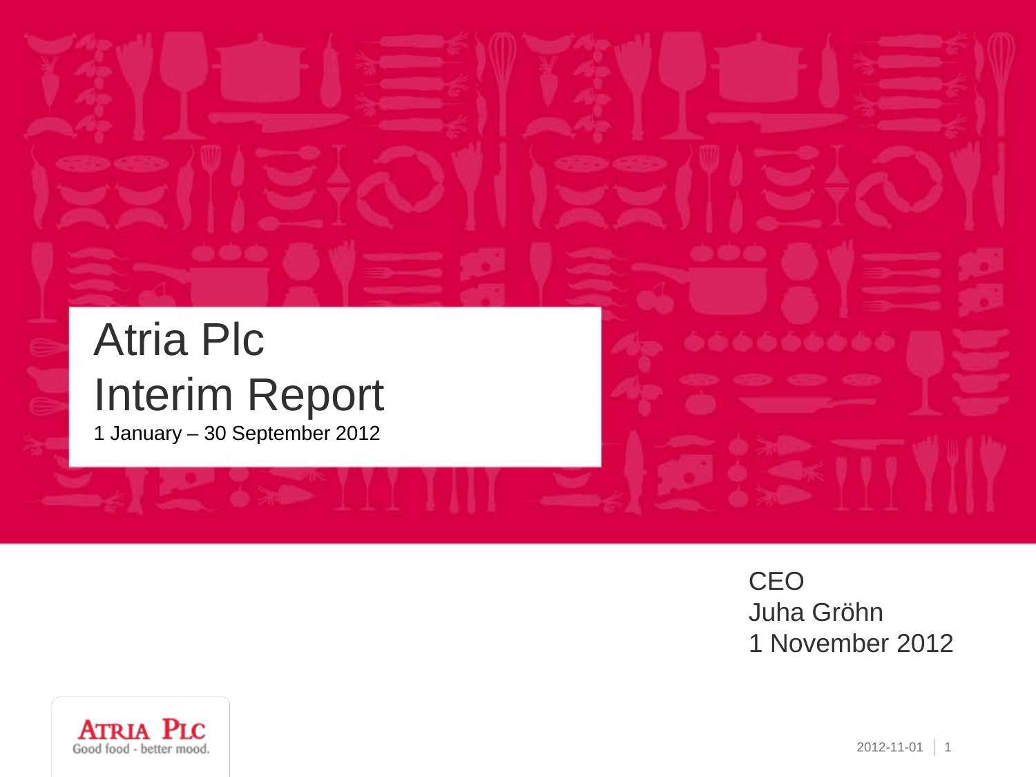# Atria Plc
# Interim Report
1 January – 30 September 2012

CEO
Juha Gröhn
1 November 2012

ATRIA PLC
Good food - better mood.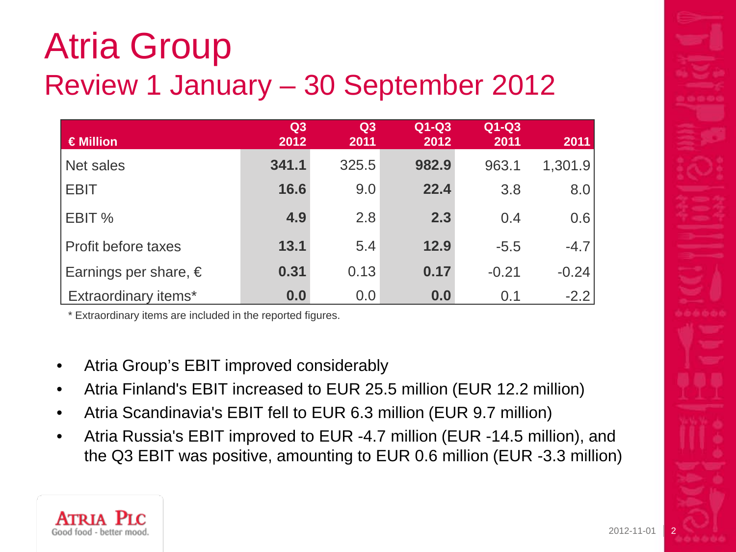# Atria Group

## Review 1 January – 30 September 2012

| € Million | Q3 2012 | Q3 2011 | Q1-Q3 2012 | Q1-Q3 2011 | 2011 |
|---|---|---|---|---|---|
| Net sales | **341.1** | 325.5 | **982.9** | 963.1 | 1,301.9 |
| EBIT | **16.6** | 9.0 | **22.4** | 3.8 | 8.0 |
| EBIT % | **4.9** | 2.8 | **2.3** | 0.4 | 0.6 |
| Profit before taxes | **13.1** | 5.4 | **12.9** | -5.5 | -4.7 |
| Earnings per share, € | **0.31** | 0.13 | **0.17** | -0.21 | -0.24 |
| Extraordinary items* | **0.0** | 0.0 | **0.0** | 0.1 | -2.2 |

* Extraordinary items are included in the reported figures.

- Atria Group's EBIT improved considerably
- Atria Finland's EBIT increased to EUR 25.5 million (EUR 12.2 million)
- Atria Scandinavia's EBIT fell to EUR 6.3 million (EUR 9.7 million)
- Atria Russia's EBIT improved to EUR -4.7 million (EUR -14.5 million), and the Q3 EBIT was positive, amounting to EUR 0.6 million (EUR -3.3 million)

ATRIA PLC
Good food - better mood.

2012-11-01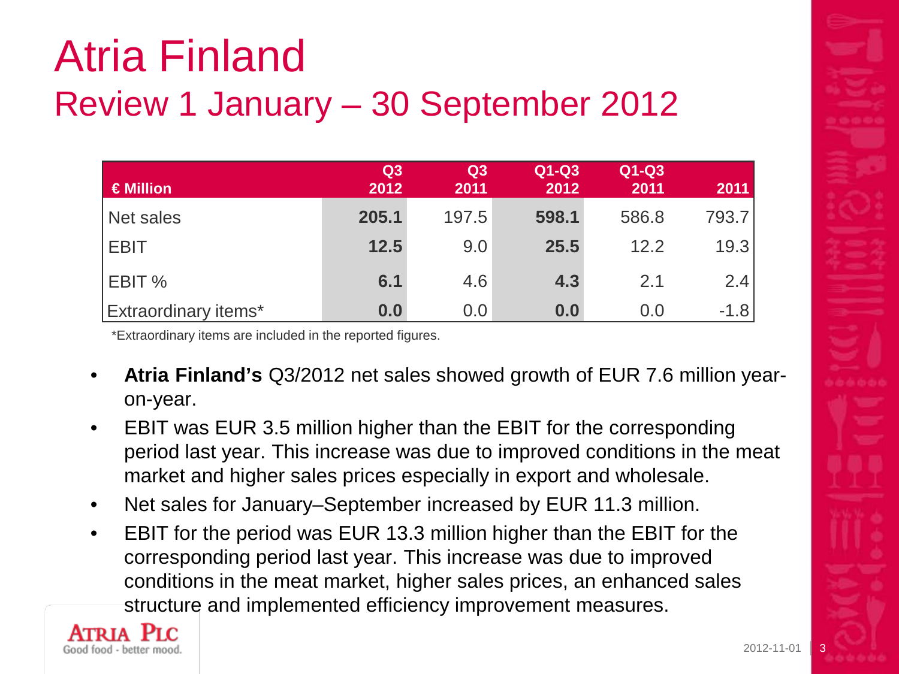# Atria Finland

## Review 1 January – 30 September 2012

| € Million | Q3 2012 | Q3 2011 | Q1-Q3 2012 | Q1-Q3 2011 | 2011 |
|---|---|---|---|---|---|
| Net sales | **205.1** | 197.5 | **598.1** | 586.8 | 793.7 |
| EBIT | **12.5** | 9.0 | **25.5** | 12.2 | 19.3 |
| EBIT % | **6.1** | 4.6 | **4.3** | 2.1 | 2.4 |
| Extraordinary items* | **0.0** | 0.0 | **0.0** | 0.0 | -1.8 |

*Extraordinary items are included in the reported figures.

- **Atria Finland's** Q3/2012 net sales showed growth of EUR 7.6 million year-on-year.
- EBIT was EUR 3.5 million higher than the EBIT for the corresponding period last year. This increase was due to improved conditions in the meat market and higher sales prices especially in export and wholesale.
- Net sales for January–September increased by EUR 11.3 million.
- EBIT for the period was EUR 13.3 million higher than the EBIT for the corresponding period last year. This increase was due to improved conditions in the meat market, higher sales prices, an enhanced sales structure and implemented efficiency improvement measures.

ATRIA PLC
Good food - better mood.

2012-11-01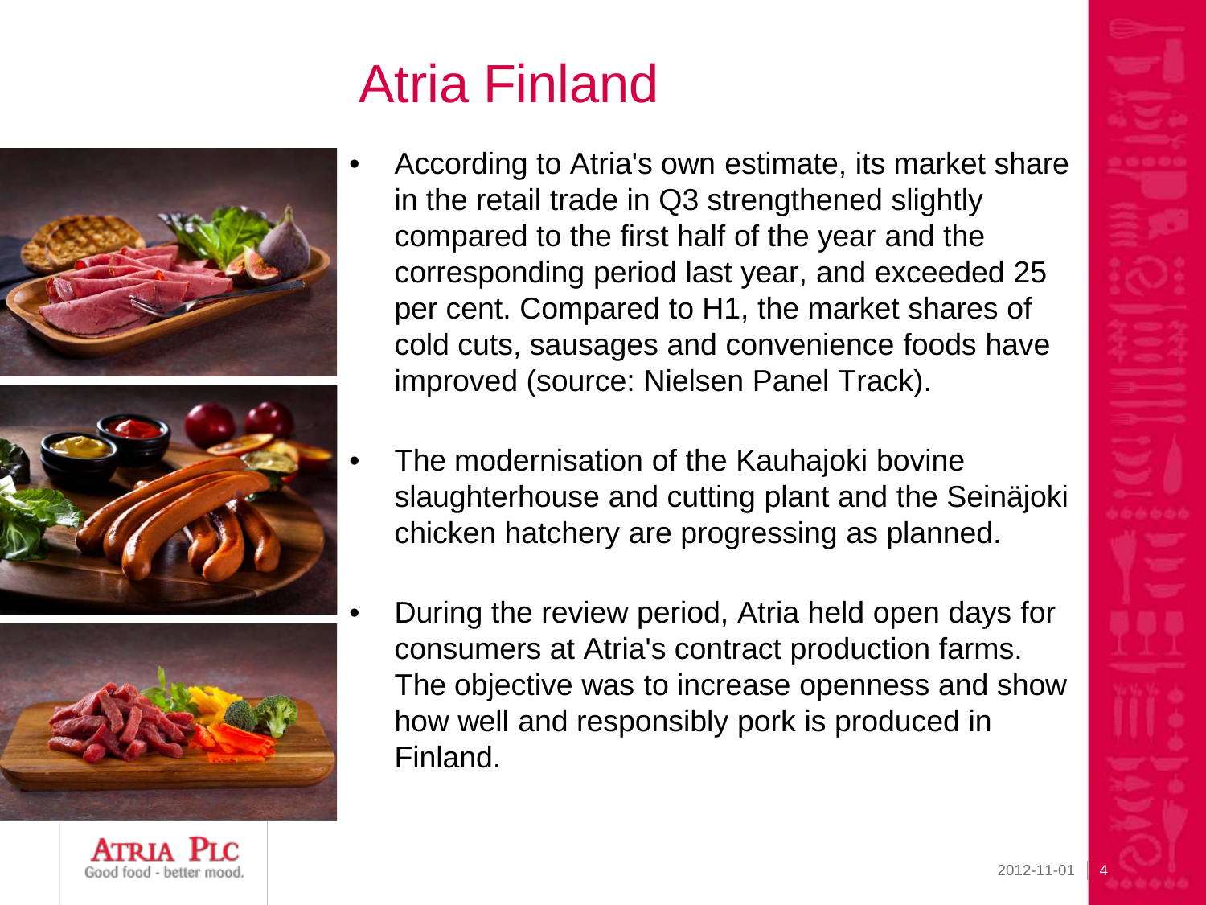# Atria Finland

- According to Atria's own estimate, its market share in the retail trade in Q3 strengthened slightly compared to the first half of the year and the corresponding period last year, and exceeded 25 per cent. Compared to H1, the market shares of cold cuts, sausages and convenience foods have improved (source: Nielsen Panel Track).
- The modernisation of the Kauhajoki bovine slaughterhouse and cutting plant and the Seinäjoki chicken hatchery are progressing as planned.
- During the review period, Atria held open days for consumers at Atria's contract production farms. The objective was to increase openness and show how well and responsibly pork is produced in Finland.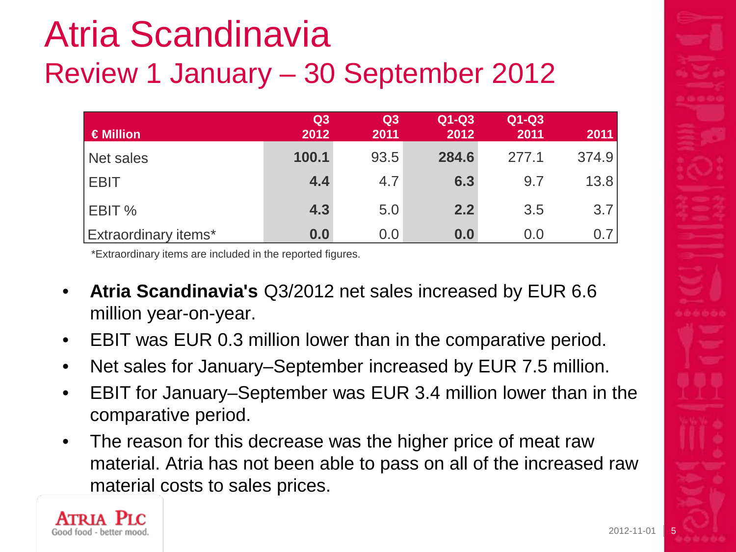# Atria Scandinavia

## Review 1 January – 30 September 2012

| € Million | Q3 2012 | Q3 2011 | Q1-Q3 2012 | Q1-Q3 2011 | 2011 |
|---|---|---|---|---|---|
| Net sales | **100.1** | 93.5 | **284.6** | 277.1 | 374.9 |
| EBIT | **4.4** | 4.7 | **6.3** | 9.7 | 13.8 |
| EBIT % | **4.3** | 5.0 | **2.2** | 3.5 | 3.7 |
| Extraordinary items* | **0.0** | 0.0 | **0.0** | 0.0 | 0.7 |

*Extraordinary items are included in the reported figures.

- **Atria Scandinavia's** Q3/2012 net sales increased by EUR 6.6 million year-on-year.
- EBIT was EUR 0.3 million lower than in the comparative period.
- Net sales for January–September increased by EUR 7.5 million.
- EBIT for January–September was EUR 3.4 million lower than in the comparative period.
- The reason for this decrease was the higher price of meat raw material. Atria has not been able to pass on all of the increased raw material costs to sales prices.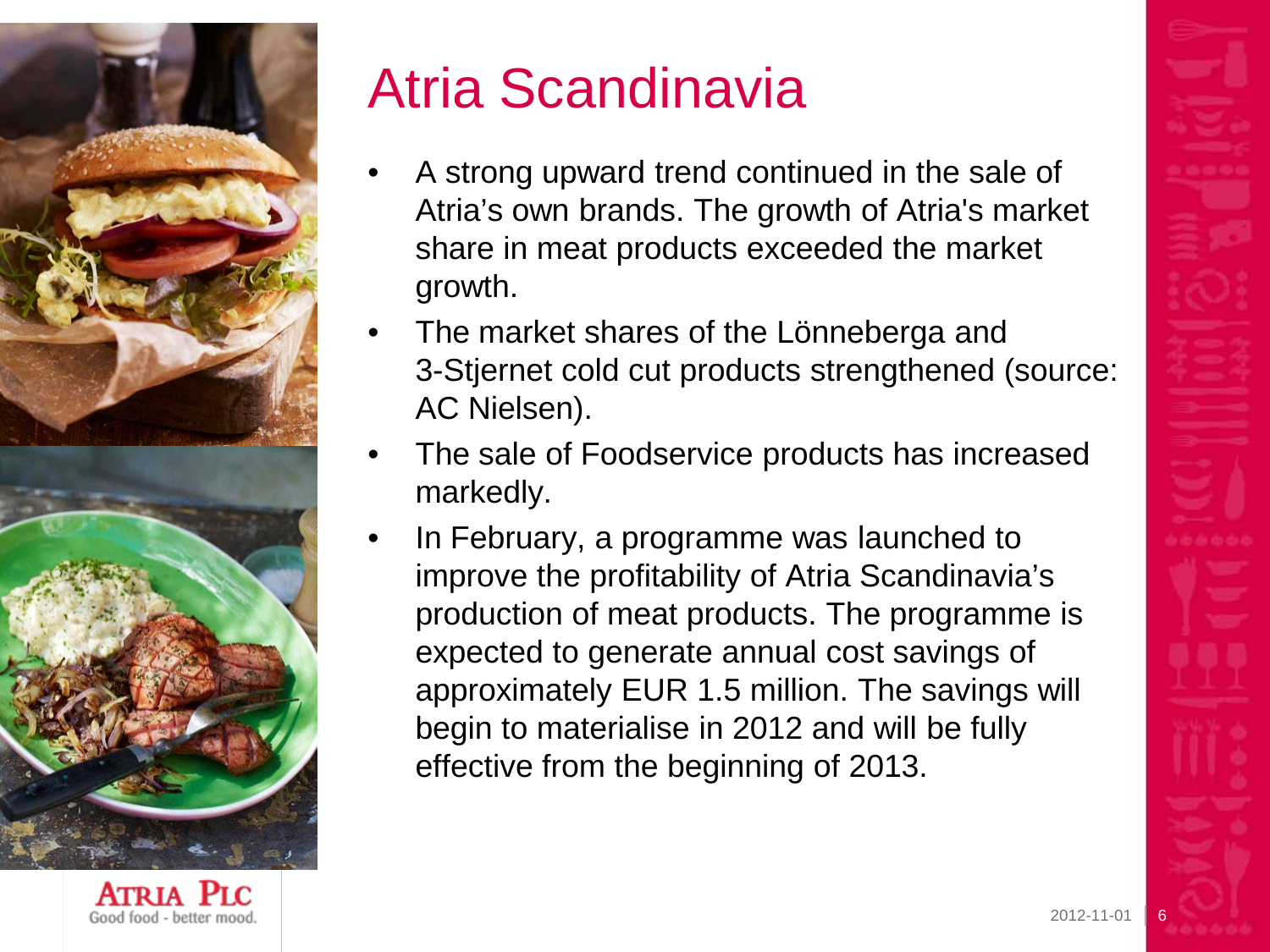# Atria Scandinavia

- A strong upward trend continued in the sale of Atria's own brands. The growth of Atria's market share in meat products exceeded the market growth.
- The market shares of the Lönneberga and 3-Stjernet cold cut products strengthened (source: AC Nielsen).
- The sale of Foodservice products has increased markedly.
- In February, a programme was launched to improve the profitability of Atria Scandinavia's production of meat products. The programme is expected to generate annual cost savings of approximately EUR 1.5 million. The savings will begin to materialise in 2012 and will be fully effective from the beginning of 2013.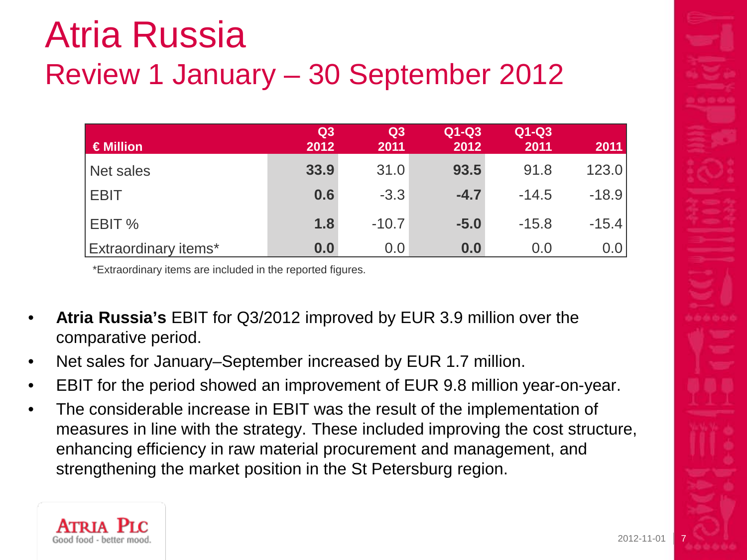# Atria Russia

## Review 1 January – 30 September 2012

| € Million | Q3 2012 | Q3 2011 | Q1-Q3 2012 | Q1-Q3 2011 | 2011 |
|---|---|---|---|---|---|
| Net sales | **33.9** | 31.0 | **93.5** | 91.8 | 123.0 |
| EBIT | **0.6** | -3.3 | **-4.7** | -14.5 | -18.9 |
| EBIT % | **1.8** | -10.7 | **-5.0** | -15.8 | -15.4 |
| Extraordinary items* | **0.0** | 0.0 | **0.0** | 0.0 | 0.0 |

*Extraordinary items are included in the reported figures.

- **Atria Russia's** EBIT for Q3/2012 improved by EUR 3.9 million over the comparative period.
- Net sales for January–September increased by EUR 1.7 million.
- EBIT for the period showed an improvement of EUR 9.8 million year-on-year.
- The considerable increase in EBIT was the result of the implementation of measures in line with the strategy. These included improving the cost structure, enhancing efficiency in raw material procurement and management, and strengthening the market position in the St Petersburg region.

ATRIA PLC
Good food - better mood.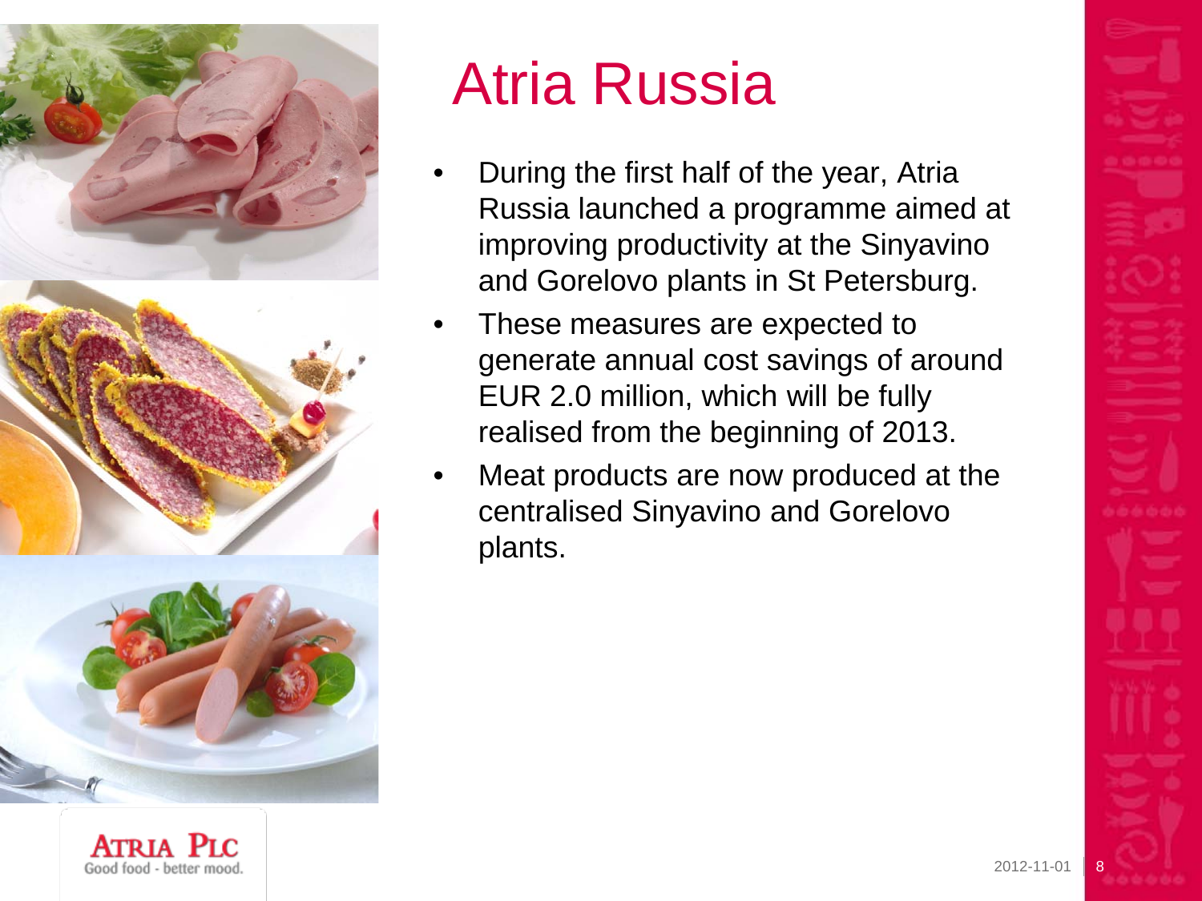# Atria Russia

- During the first half of the year, Atria Russia launched a programme aimed at improving productivity at the Sinyavino and Gorelovo plants in St Petersburg.
- These measures are expected to generate annual cost savings of around EUR 2.0 million, which will be fully realised from the beginning of 2013.
- Meat products are now produced at the centralised Sinyavino and Gorelovo plants.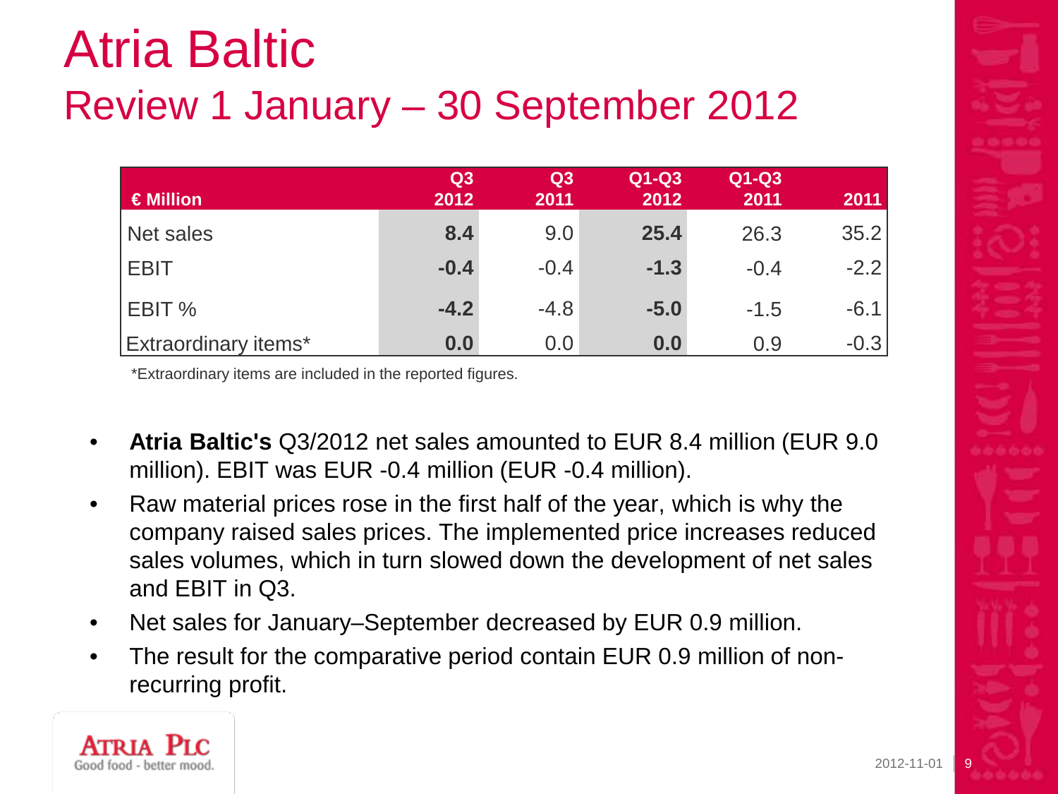# Atria Baltic

## Review 1 January – 30 September 2012

| € Million | Q3 2012 | Q3 2011 | Q1-Q3 2012 | Q1-Q3 2011 | 2011 |
|---|---|---|---|---|---|
| Net sales | **8.4** | 9.0 | **25.4** | 26.3 | 35.2 |
| EBIT | **-0.4** | -0.4 | **-1.3** | -0.4 | -2.2 |
| EBIT % | **-4.2** | -4.8 | **-5.0** | -1.5 | -6.1 |
| Extraordinary items* | **0.0** | 0.0 | **0.0** | 0.9 | -0.3 |

*Extraordinary items are included in the reported figures.

- **Atria Baltic's** Q3/2012 net sales amounted to EUR 8.4 million (EUR 9.0 million). EBIT was EUR -0.4 million (EUR -0.4 million).
- Raw material prices rose in the first half of the year, which is why the company raised sales prices. The implemented price increases reduced sales volumes, which in turn slowed down the development of net sales and EBIT in Q3.
- Net sales for January–September decreased by EUR 0.9 million.
- The result for the comparative period contain EUR 0.9 million of non-recurring profit.

ATRIA PLC
Good food - better mood.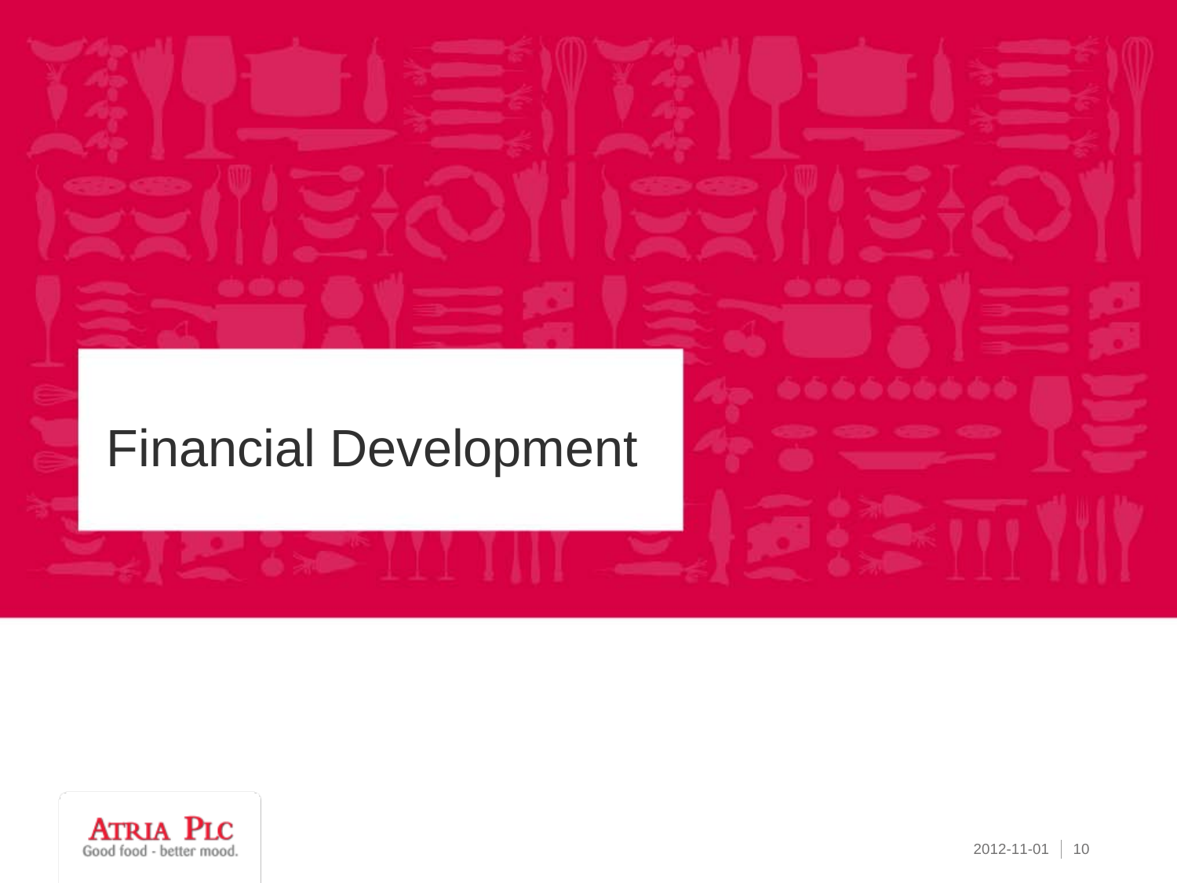# Financial Development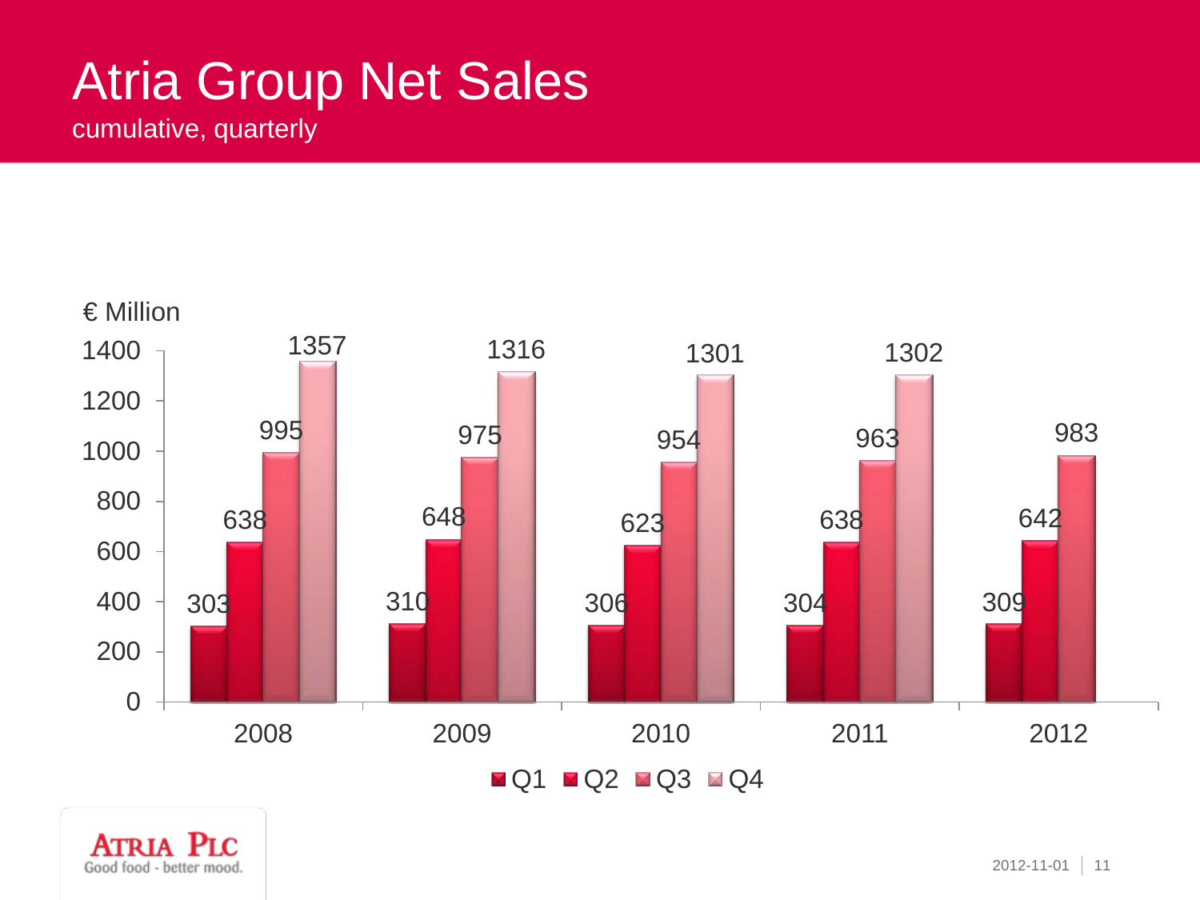# Atria Group Net Sales

cumulative, quarterly

€ Million

| | Q1 | Q2 | Q3 | Q4 |
|---|---|---|---|---|
| 2008 | 303 | 638 | 995 | 1357 |
| 2009 | 310 | 648 | 975 | 1316 |
| 2010 | 306 | 623 | 954 | 1301 |
| 2011 | 304 | 638 | 963 | 1302 |
| 2012 | 309 | 642 | 983 | |

ATRIA PLC
Good food - better mood.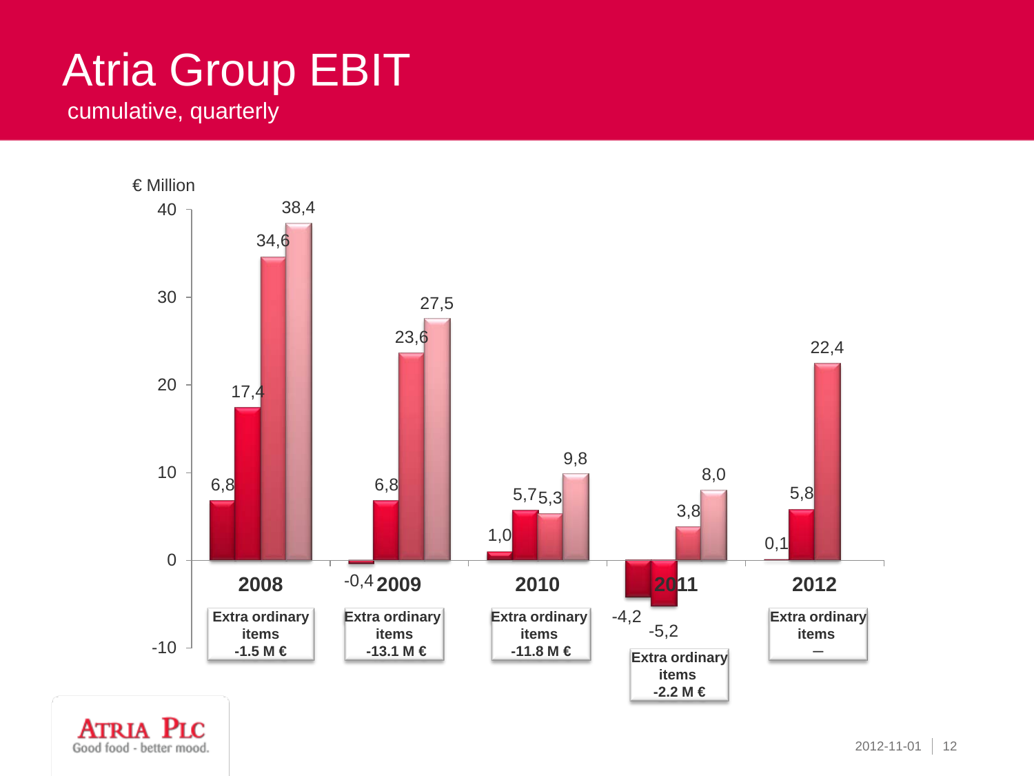# Atria Group EBIT

cumulative, quarterly

€ Million

| Year | Q1 | Q2 | Q3 | Q4 | Extra ordinary items |
|---|---|---|---|---|---|
| 2008 | 6,8 | 17,4 | 34,6 | 38,4 | -1.5 M € |
| 2009 | -0,4 | 6,8 | 23,6 | 27,5 | -13.1 M € |
| 2010 | 1,0 | 5,7 | 5,3 | 9,8 | -11.8 M € |
| 2011 | -4,2 | -5,2 | 3,8 | 8,0 | -2.2 M € |
| 2012 | 0,1 | 5,8 | 22,4 | | – |

ATRIA PLC
Good food - better mood.

2012-11-01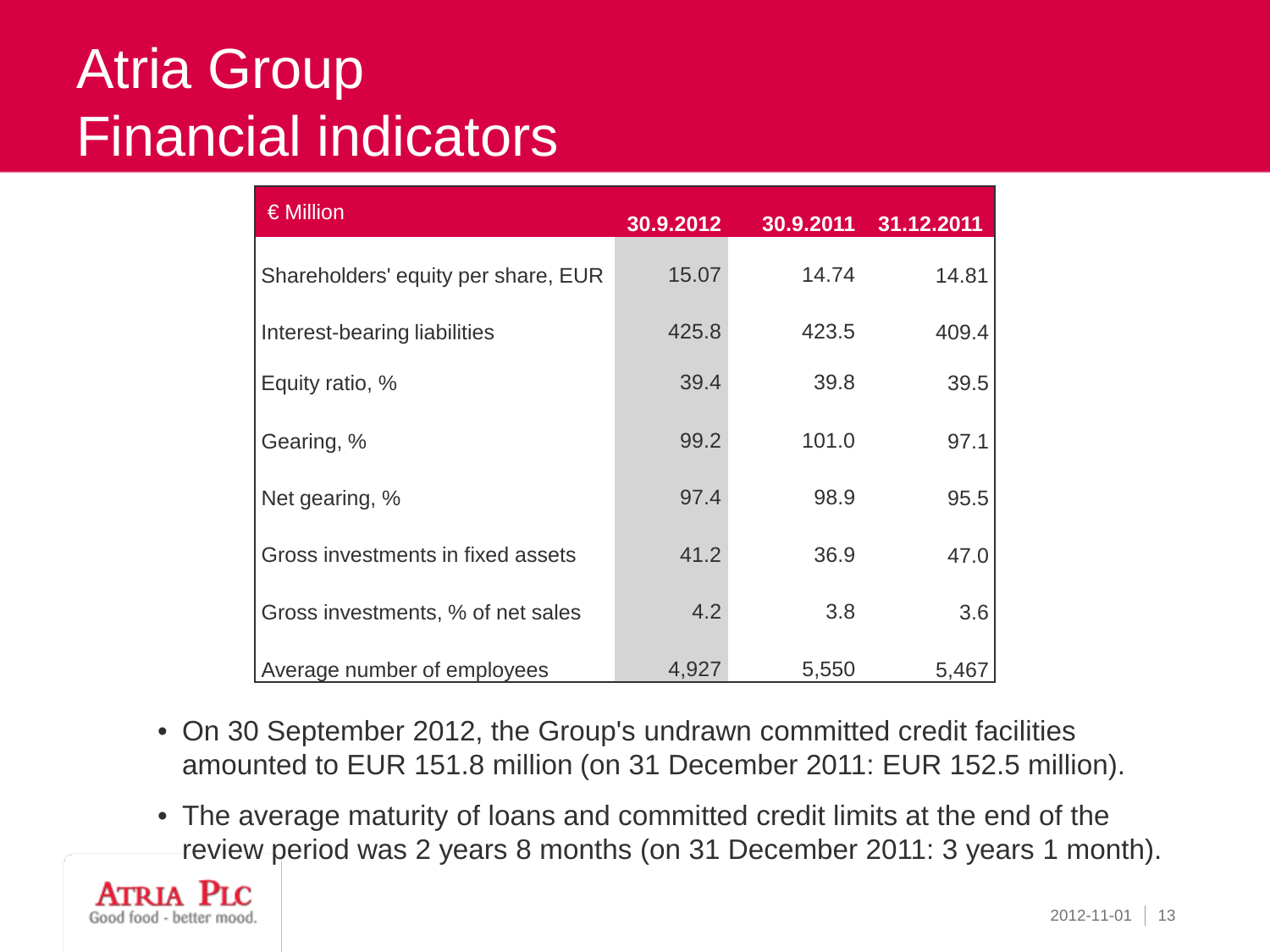# Atria Group
# Financial indicators

| € Million | 30.9.2012 | 30.9.2011 | 31.12.2011 |
| --- | --- | --- | --- |
| Shareholders' equity per share, EUR | 15.07 | 14.74 | 14.81 |
| Interest-bearing liabilities | 425.8 | 423.5 | 409.4 |
| Equity ratio, % | 39.4 | 39.8 | 39.5 |
| Gearing, % | 99.2 | 101.0 | 97.1 |
| Net gearing, % | 97.4 | 98.9 | 95.5 |
| Gross investments in fixed assets | 41.2 | 36.9 | 47.0 |
| Gross investments, % of net sales | 4.2 | 3.8 | 3.6 |
| Average number of employees | 4,927 | 5,550 | 5,467 |

- On 30 September 2012, the Group's undrawn committed credit facilities amounted to EUR 151.8 million (on 31 December 2011: EUR 152.5 million).
- The average maturity of loans and committed credit limits at the end of the review period was 2 years 8 months (on 31 December 2011: 3 years 1 month).

ATRIA PLC
Good food - better mood.

2012-11-01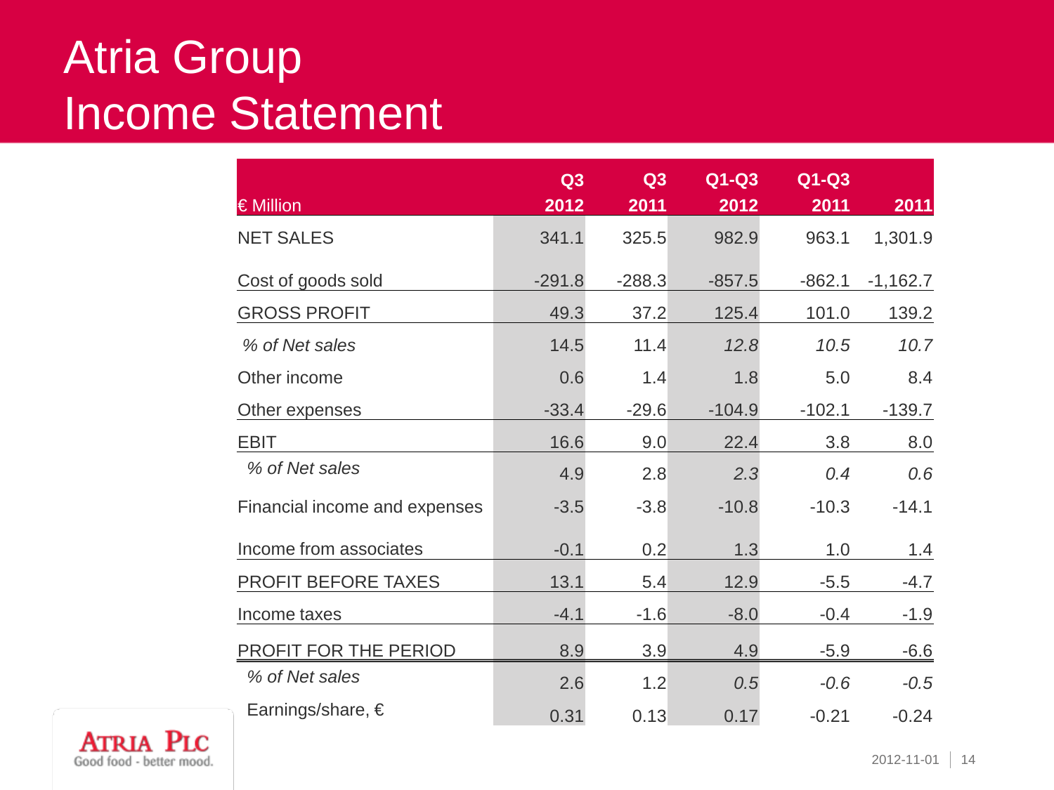# Atria Group
# Income Statement

| € Million | Q3 2012 | Q3 2011 | Q1-Q3 2012 | Q1-Q3 2011 | 2011 |
|---|---|---|---|---|---|
| NET SALES | 341.1 | 325.5 | 982.9 | 963.1 | 1,301.9 |
| Cost of goods sold | -291.8 | -288.3 | -857.5 | -862.1 | -1,162.7 |
| GROSS PROFIT | 49.3 | 37.2 | 125.4 | 101.0 | 139.2 |
| *% of Net sales* | 14.5 | 11.4 | *12.8* | *10.5* | *10.7* |
| Other income | 0.6 | 1.4 | 1.8 | 5.0 | 8.4 |
| Other expenses | -33.4 | -29.6 | -104.9 | -102.1 | -139.7 |
| EBIT | 16.6 | 9.0 | 22.4 | 3.8 | 8.0 |
| *% of Net sales* | 4.9 | 2.8 | *2.3* | *0.4* | *0.6* |
| Financial income and expenses | -3.5 | -3.8 | -10.8 | -10.3 | -14.1 |
| Income from associates | -0.1 | 0.2 | 1.3 | 1.0 | 1.4 |
| PROFIT BEFORE TAXES | 13.1 | 5.4 | 12.9 | -5.5 | -4.7 |
| Income taxes | -4.1 | -1.6 | -8.0 | -0.4 | -1.9 |
| PROFIT FOR THE PERIOD | 8.9 | 3.9 | 4.9 | -5.9 | -6.6 |
| *% of Net sales* | 2.6 | 1.2 | *0.5* | *-0.6* | *-0.5* |
| Earnings/share, € | 0.31 | 0.13 | 0.17 | -0.21 | -0.24 |

ATRIA PLC
Good food - better mood.

2012-11-01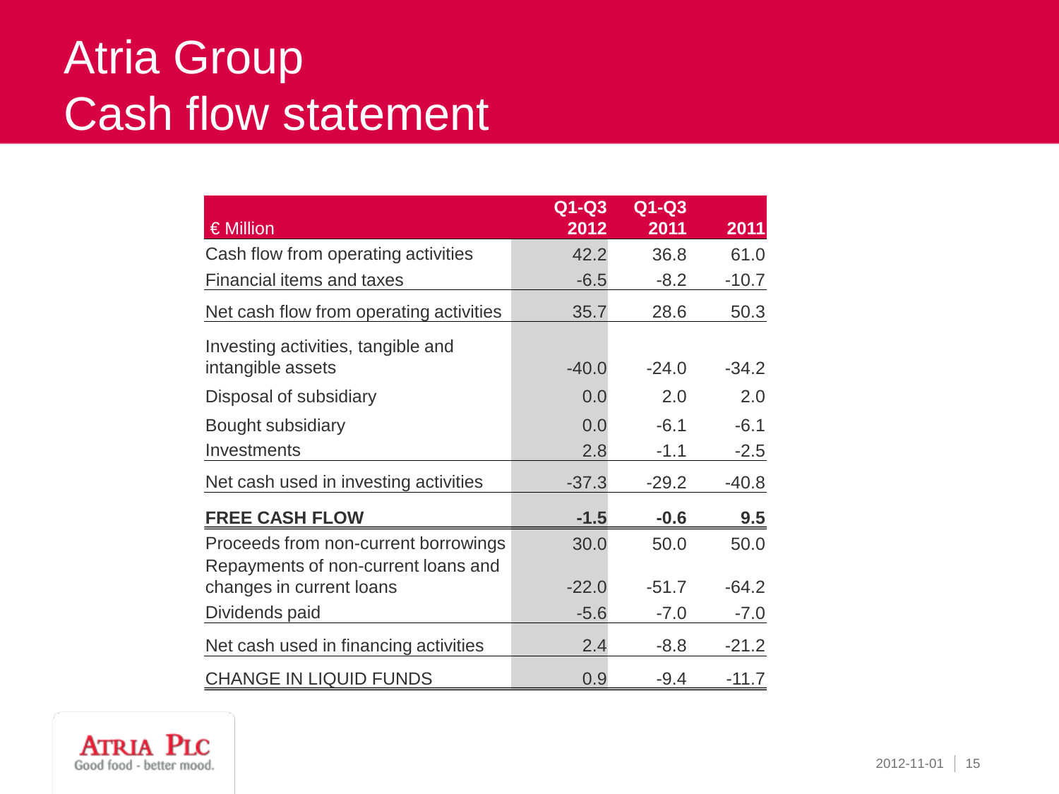# Atria Group
# Cash flow statement

| € Million | Q1-Q3 2012 | Q1-Q3 2011 | 2011 |
|---|---|---|---|
| Cash flow from operating activities | 42.2 | 36.8 | 61.0 |
| Financial items and taxes | -6.5 | -8.2 | -10.7 |
| Net cash flow from operating activities | 35.7 | 28.6 | 50.3 |
| Investing activities, tangible and intangible assets | -40.0 | -24.0 | -34.2 |
| Disposal of subsidiary | 0.0 | 2.0 | 2.0 |
| Bought subsidiary | 0.0 | -6.1 | -6.1 |
| Investments | 2.8 | -1.1 | -2.5 |
| Net cash used in investing activities | -37.3 | -29.2 | -40.8 |
| **FREE CASH FLOW** | **-1.5** | **-0.6** | **9.5** |
| Proceeds from non-current borrowings | 30.0 | 50.0 | 50.0 |
| Repayments of non-current loans and changes in current loans | -22.0 | -51.7 | -64.2 |
| Dividends paid | -5.6 | -7.0 | -7.0 |
| Net cash used in financing activities | 2.4 | -8.8 | -21.2 |
| CHANGE IN LIQUID FUNDS | 0.9 | -9.4 | -11.7 |

ATRIA PLC
Good food - better mood.

2012-11-01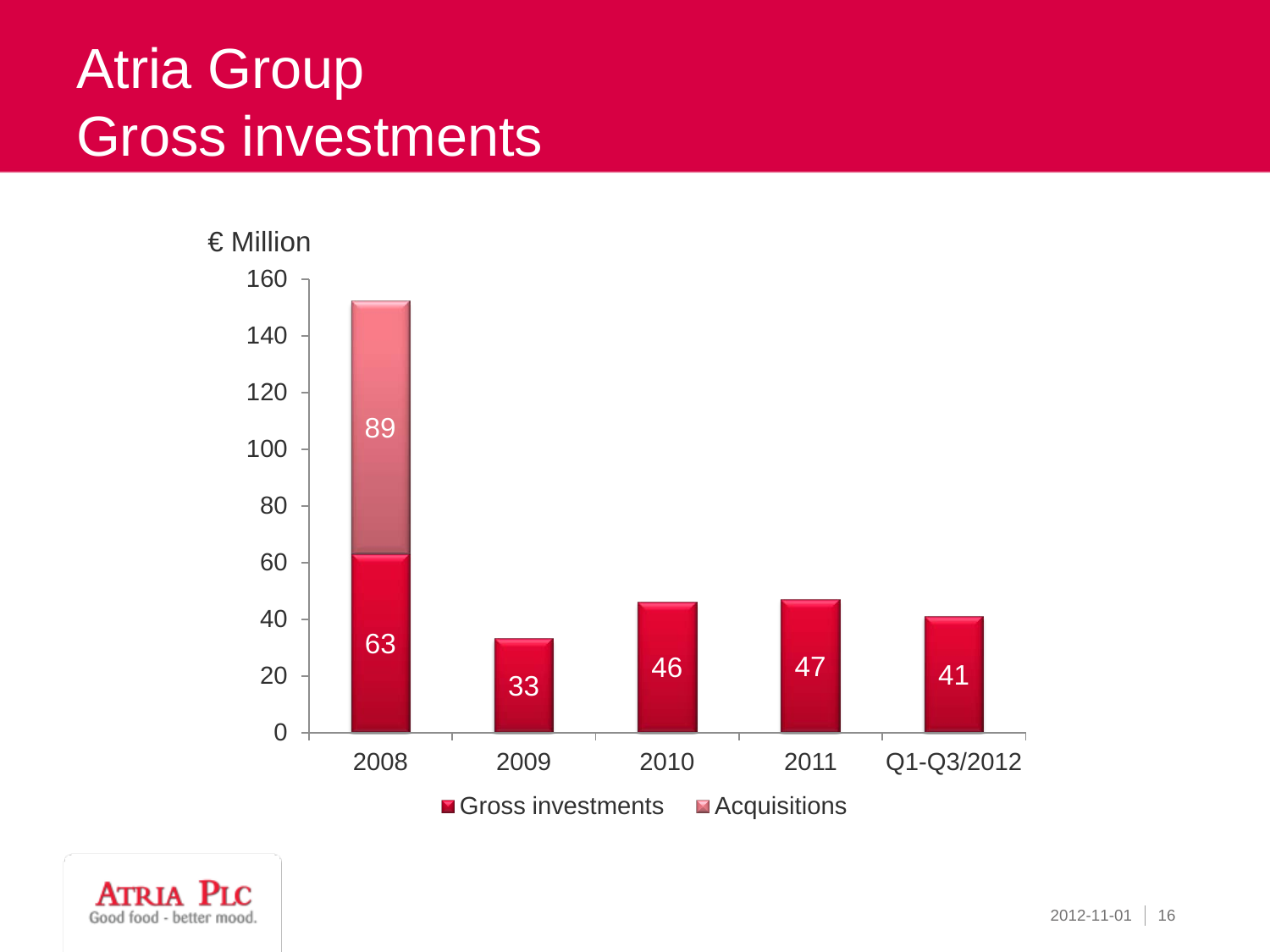# Atria Group
# Gross investments

€ Million

| | Gross investments | Acquisitions |
|---|---|---|
| 2008 | 63 | 89 |
| 2009 | 33 | |
| 2010 | 46 | |
| 2011 | 47 | |
| Q1-Q3/2012 | 41 | |

ATRIA PLC
Good food - better mood.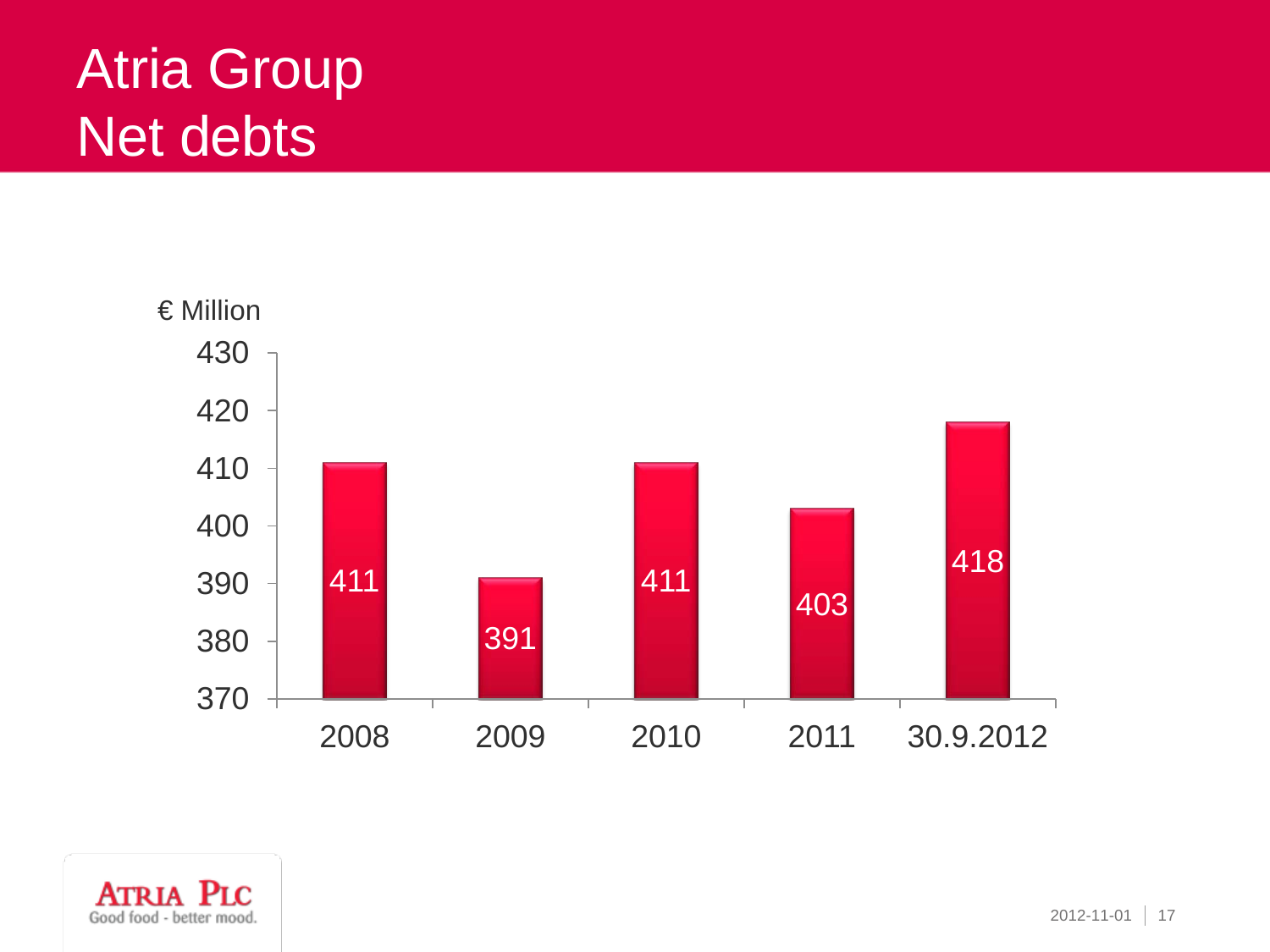# Atria Group
# Net debts

€ Million

| | 2008 | 2009 | 2010 | 2011 | 30.9.2012 |
|---|---|---|---|---|---|
| Net debts | 411 | 391 | 411 | 403 | 418 |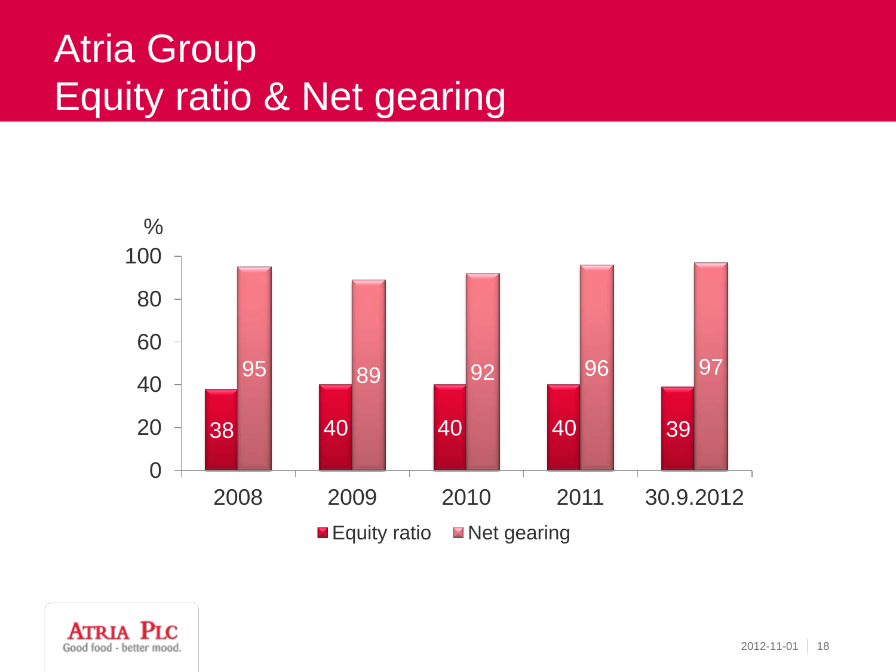# Atria Group
# Equity ratio & Net gearing

| % | 2008 | 2009 | 2010 | 2011 | 30.9.2012 |
|---|---|---|---|---|---|
| Equity ratio | 38 | 40 | 40 | 40 | 39 |
| Net gearing | 95 | 89 | 92 | 96 | 97 |

ATRIA PLC
Good food - better mood.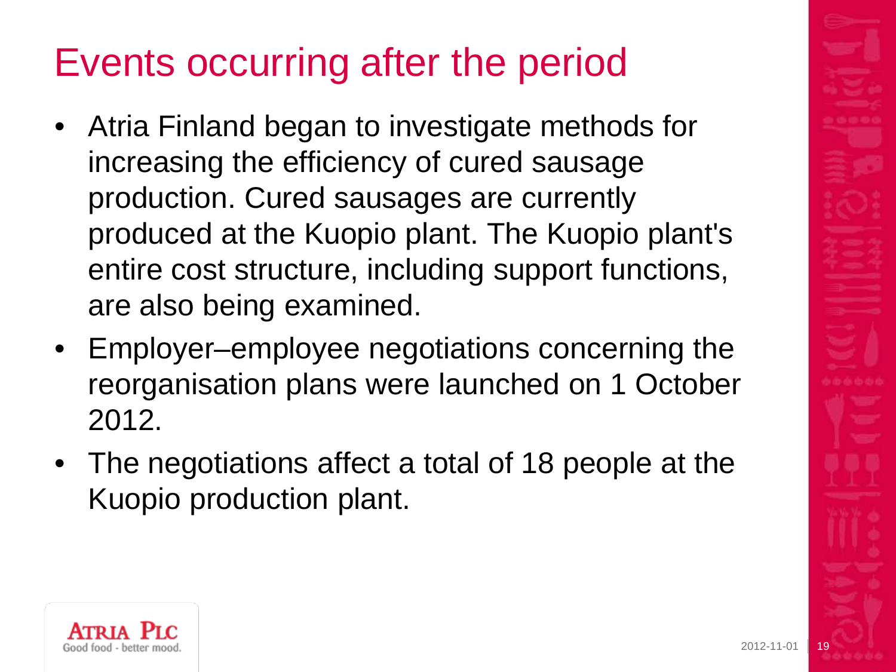# Events occurring after the period

- Atria Finland began to investigate methods for increasing the efficiency of cured sausage production. Cured sausages are currently produced at the Kuopio plant. The Kuopio plant's entire cost structure, including support functions, are also being examined.
- Employer–employee negotiations concerning the reorganisation plans were launched on 1 October 2012.
- The negotiations affect a total of 18 people at the Kuopio production plant.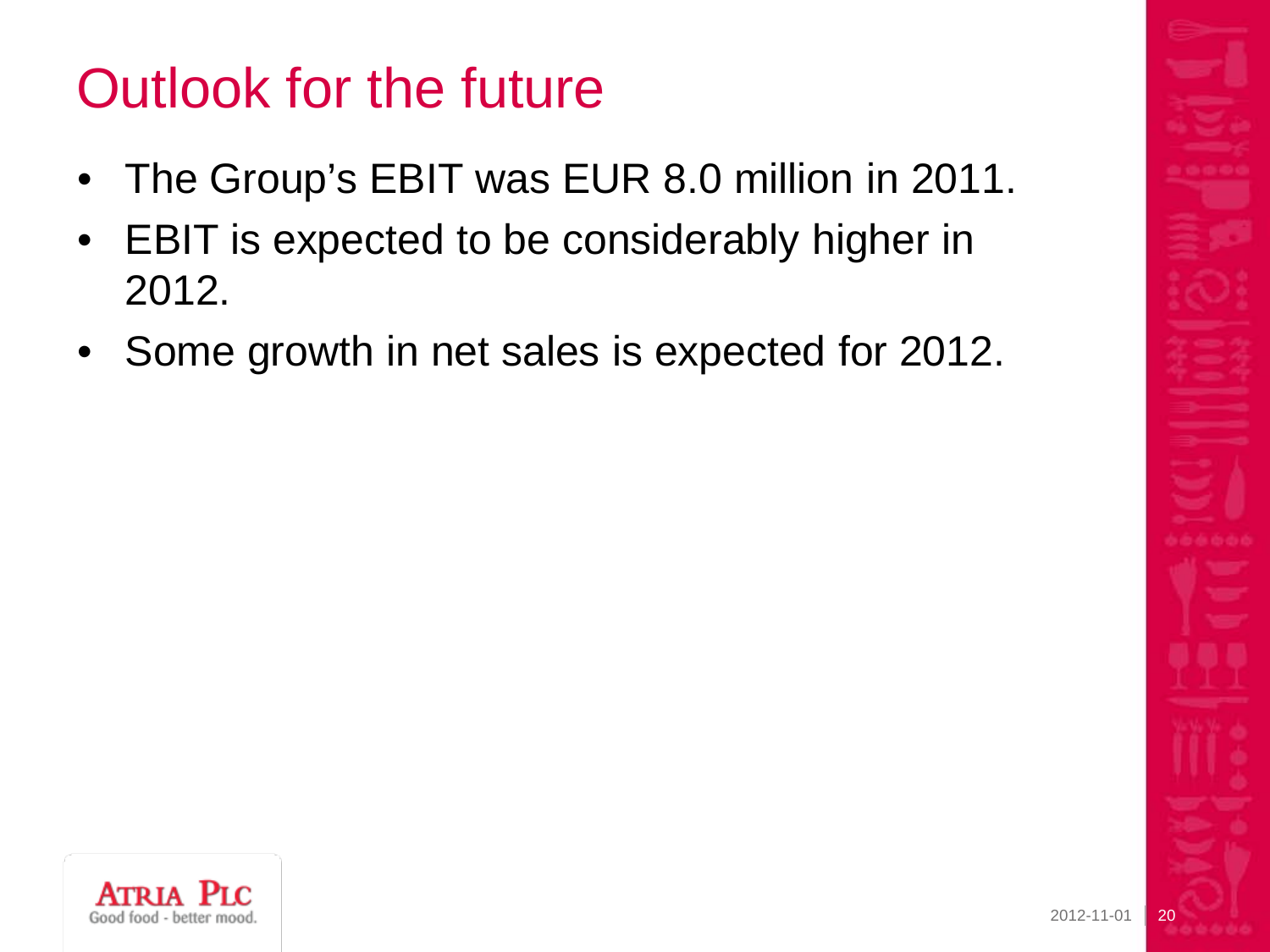# Outlook for the future

- The Group’s EBIT was EUR 8.0 million in 2011.
- EBIT is expected to be considerably higher in 2012.
- Some growth in net sales is expected for 2012.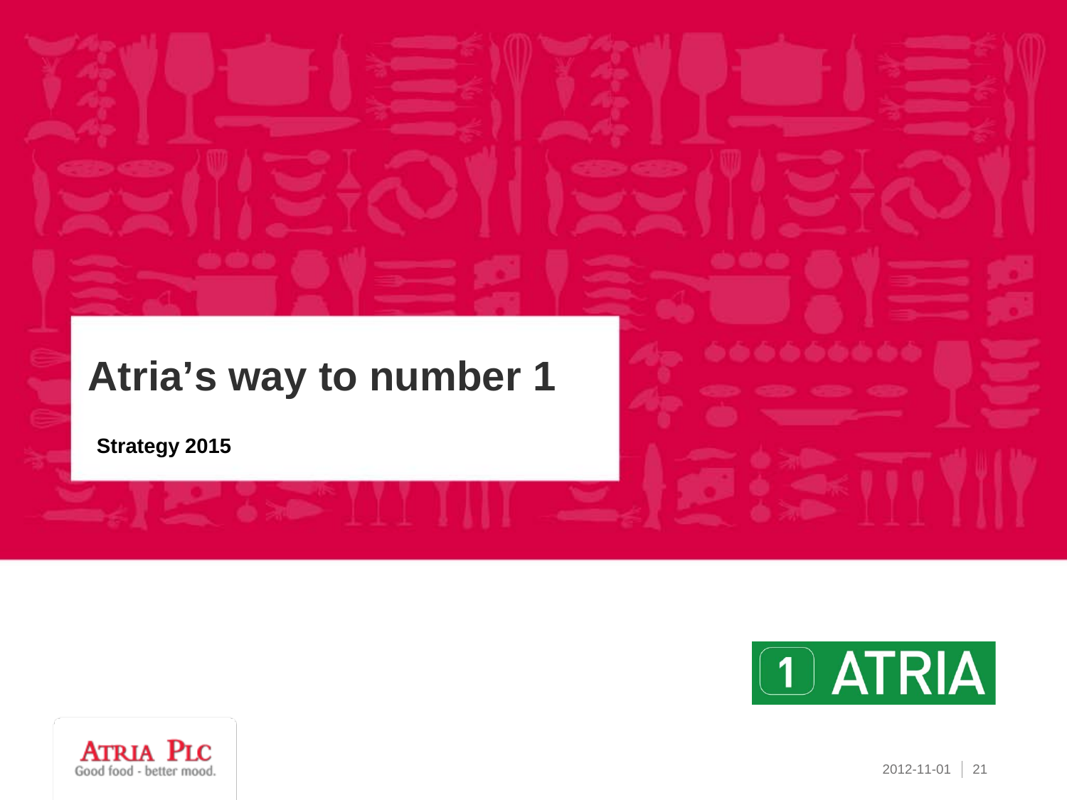# Atria's way to number 1

**Strategy 2015**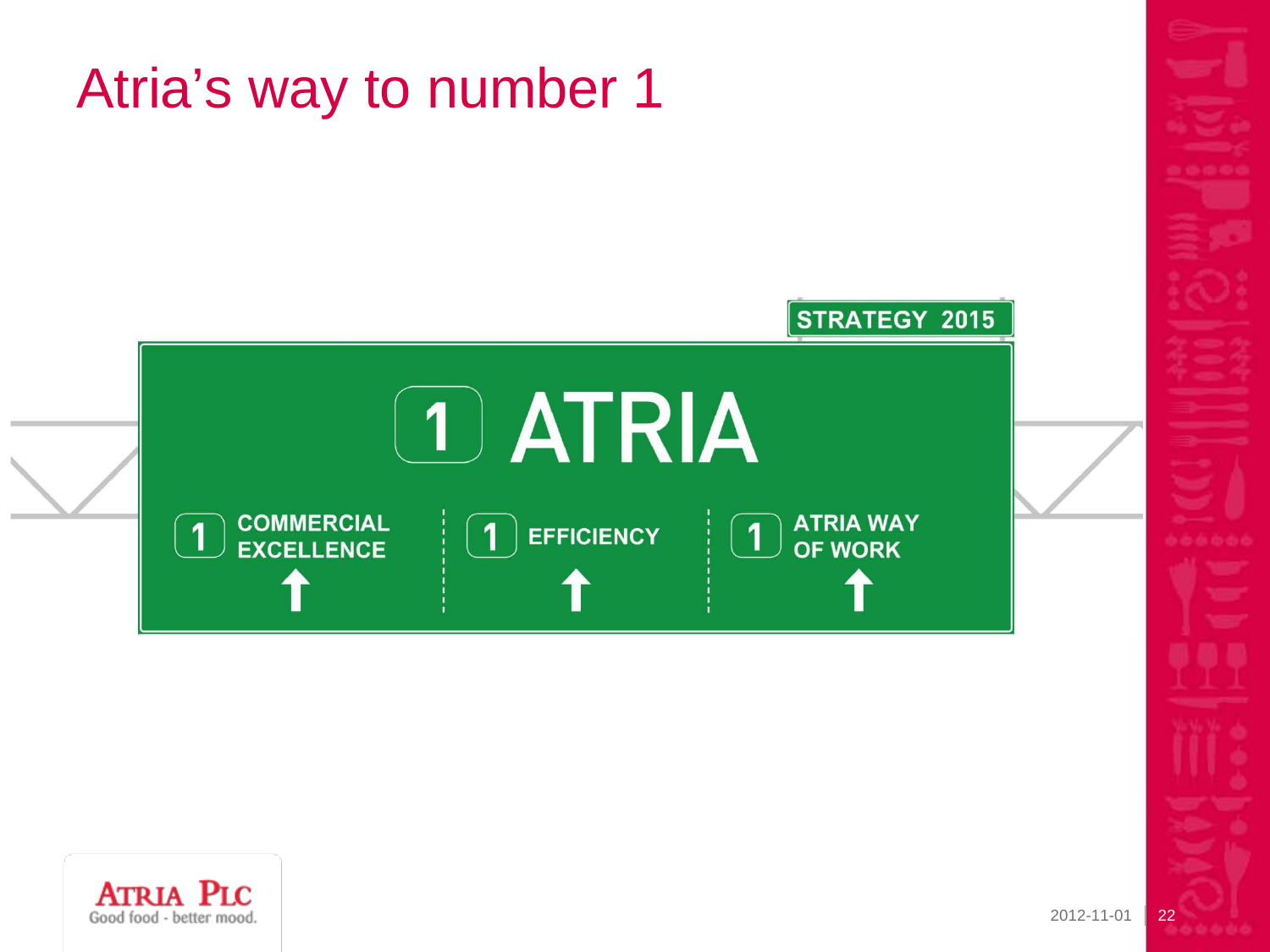# Atria's way to number 1

STRATEGY 2015

1 ATRIA

1 COMMERCIAL EXCELLENCE

1 EFFICIENCY

1 ATRIA WAY OF WORK

ATRIA PLC
Good food - better mood.

2012-11-01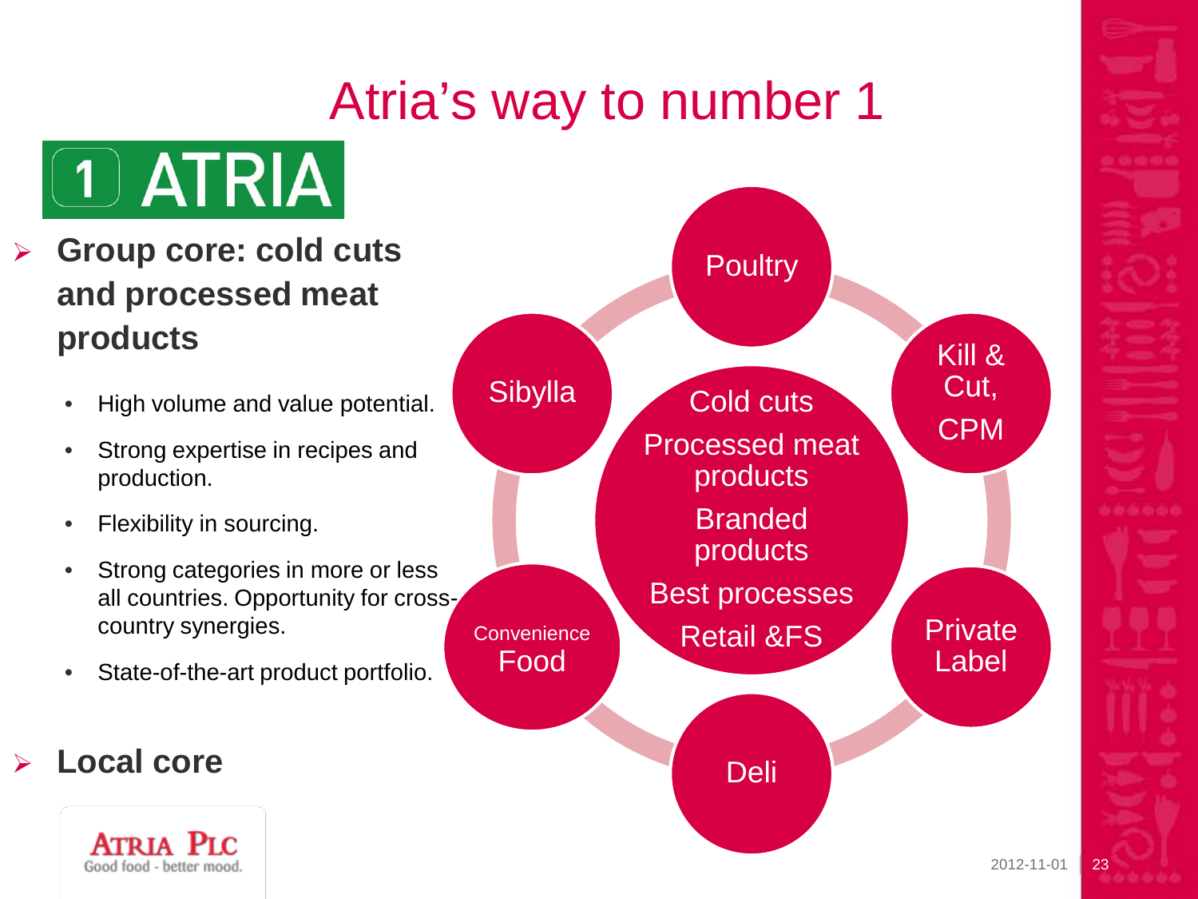# Atria's way to number 1

1 ATRIA

- **Group core: cold cuts and processed meat products**
  - High volume and value potential.
  - Strong expertise in recipes and production.
  - Flexibility in sourcing.
  - Strong categories in more or less all countries. Opportunity for cross-country synergies.
  - State-of-the-art product portfolio.
- **Local core**

Poultry

Kill & Cut, CPM

Private Label

Deli

Convenience Food

Sibylla

Cold cuts
Processed meat products
Branded products
Best processes
Retail &FS

ATRIA PLC
Good food - better mood.

2012-11-01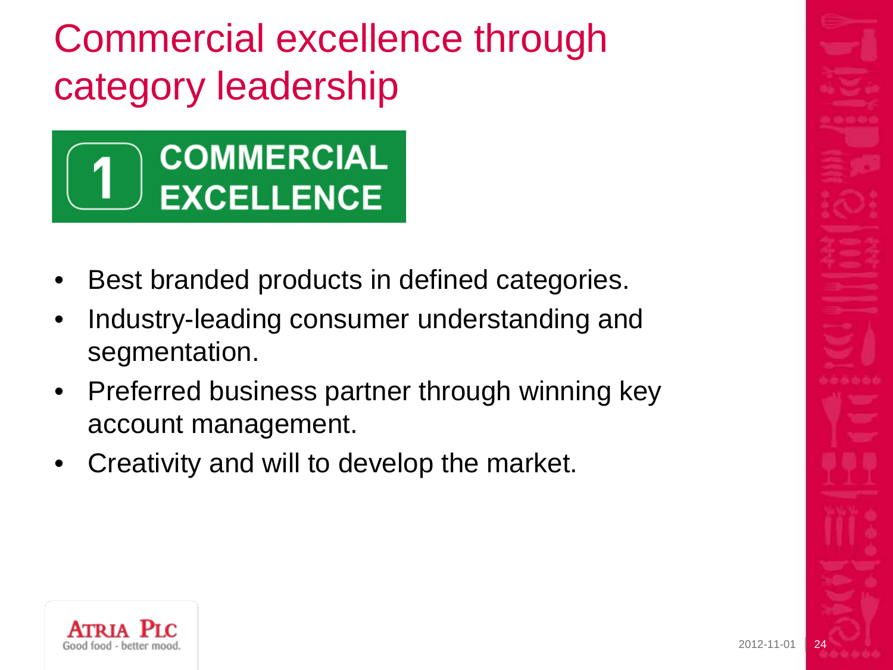# Commercial excellence through category leadership

**1 COMMERCIAL EXCELLENCE**

- Best branded products in defined categories.
- Industry-leading consumer understanding and segmentation.
- Preferred business partner through winning key account management.
- Creativity and will to develop the market.

ATRIA PLC
Good food - better mood.

2012-11-01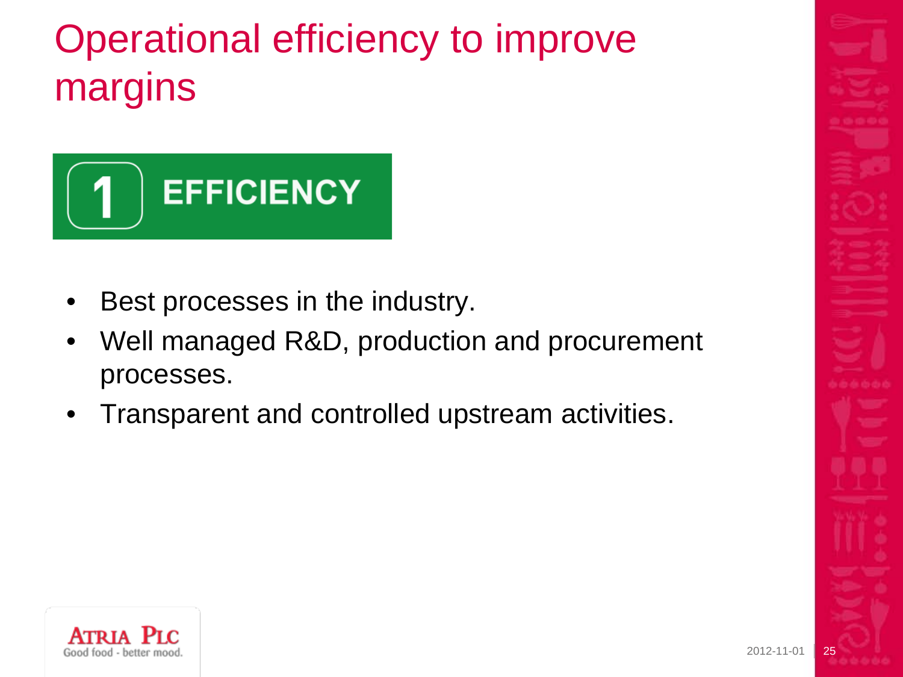# Operational efficiency to improve margins

## 1 EFFICIENCY

- Best processes in the industry.
- Well managed R&D, production and procurement processes.
- Transparent and controlled upstream activities.

ATRIA PLC
Good food - better mood.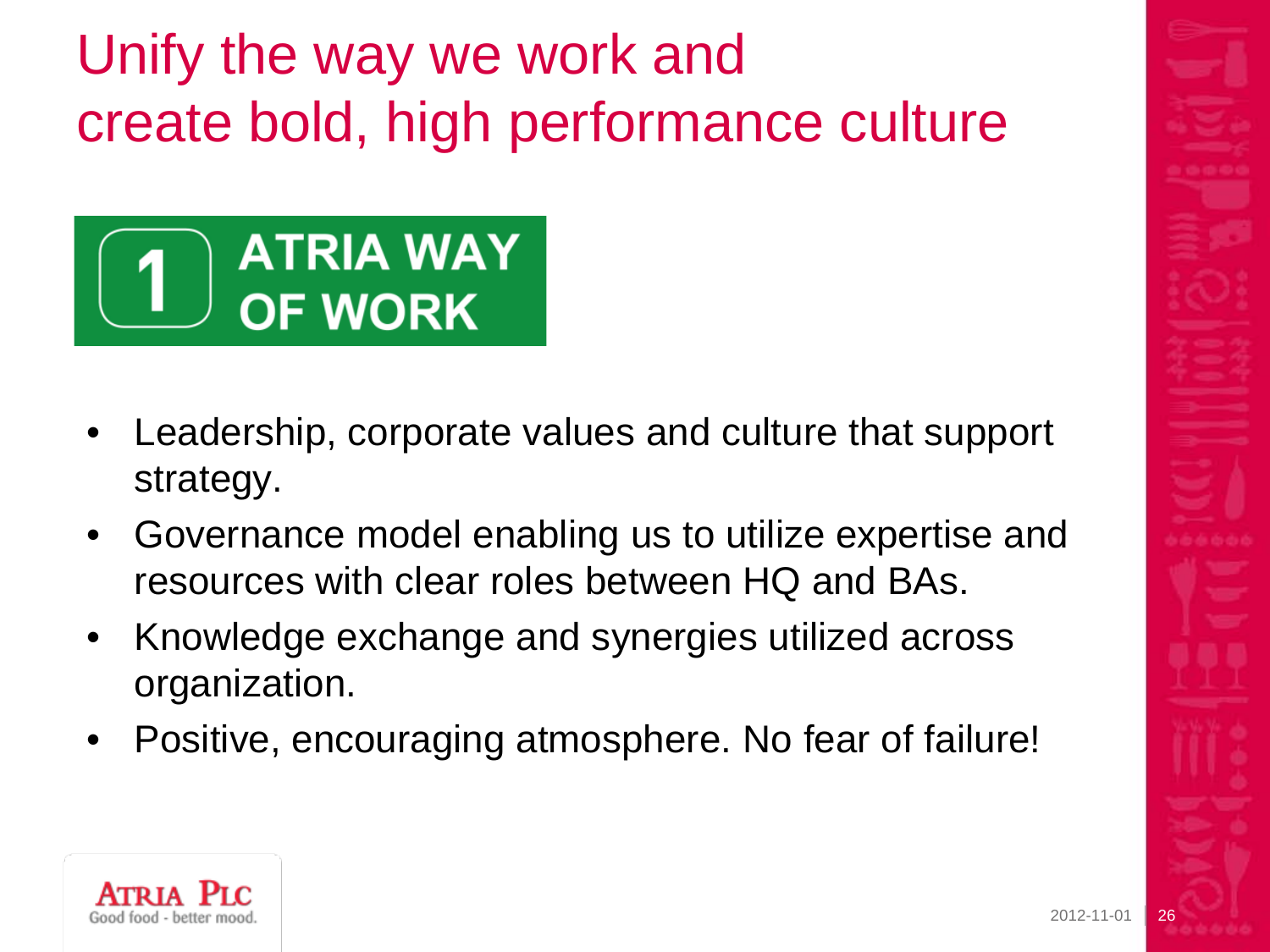# Unify the way we work and create bold, high performance culture

**1 ATRIA WAY OF WORK**

- Leadership, corporate values and culture that support strategy.
- Governance model enabling us to utilize expertise and resources with clear roles between HQ and BAs.
- Knowledge exchange and synergies utilized across organization.
- Positive, encouraging atmosphere. No fear of failure!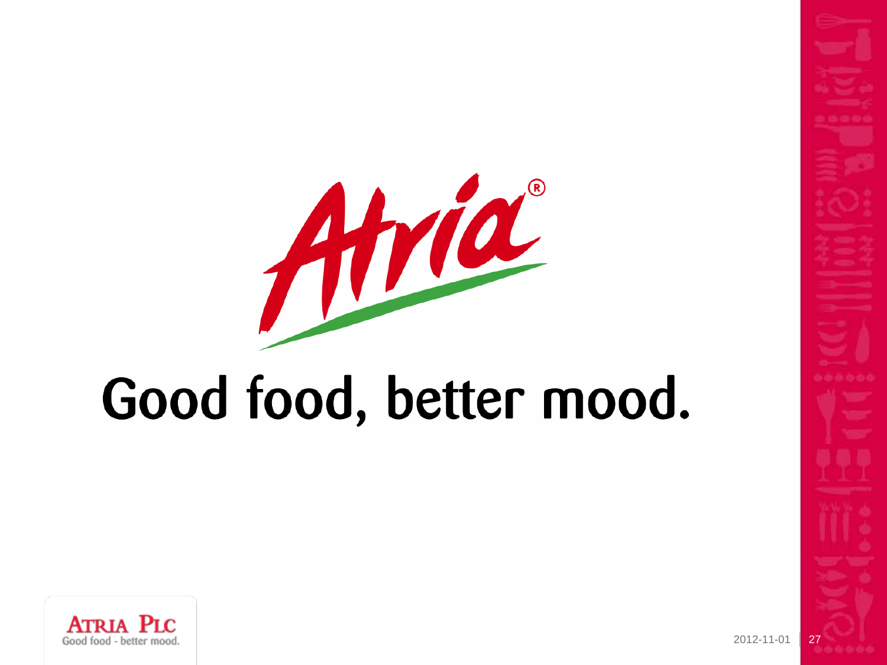Atria®

# Good food, better mood.